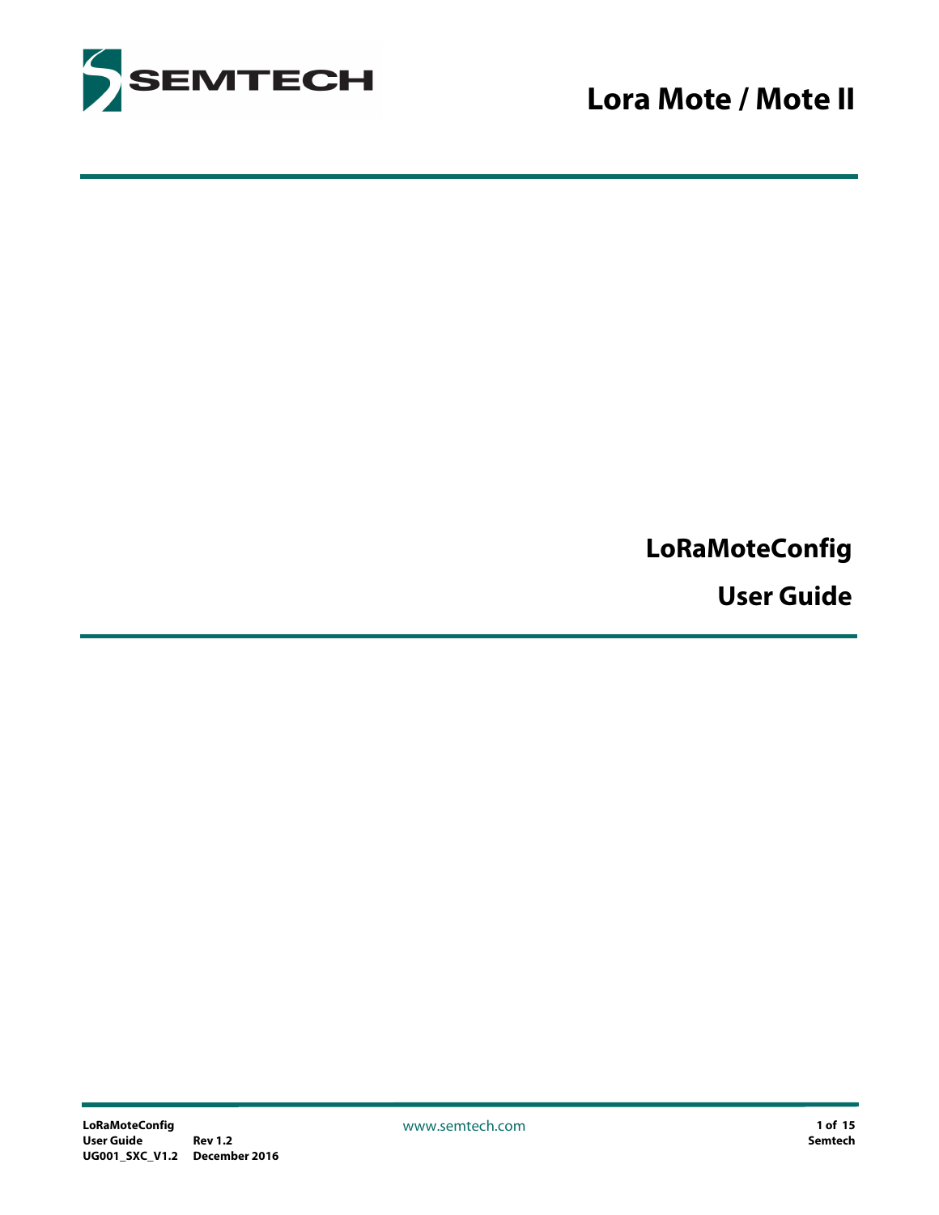SEMTECH

# Lora Mote / Mote II

# LoRaMoteConfig

# User Guide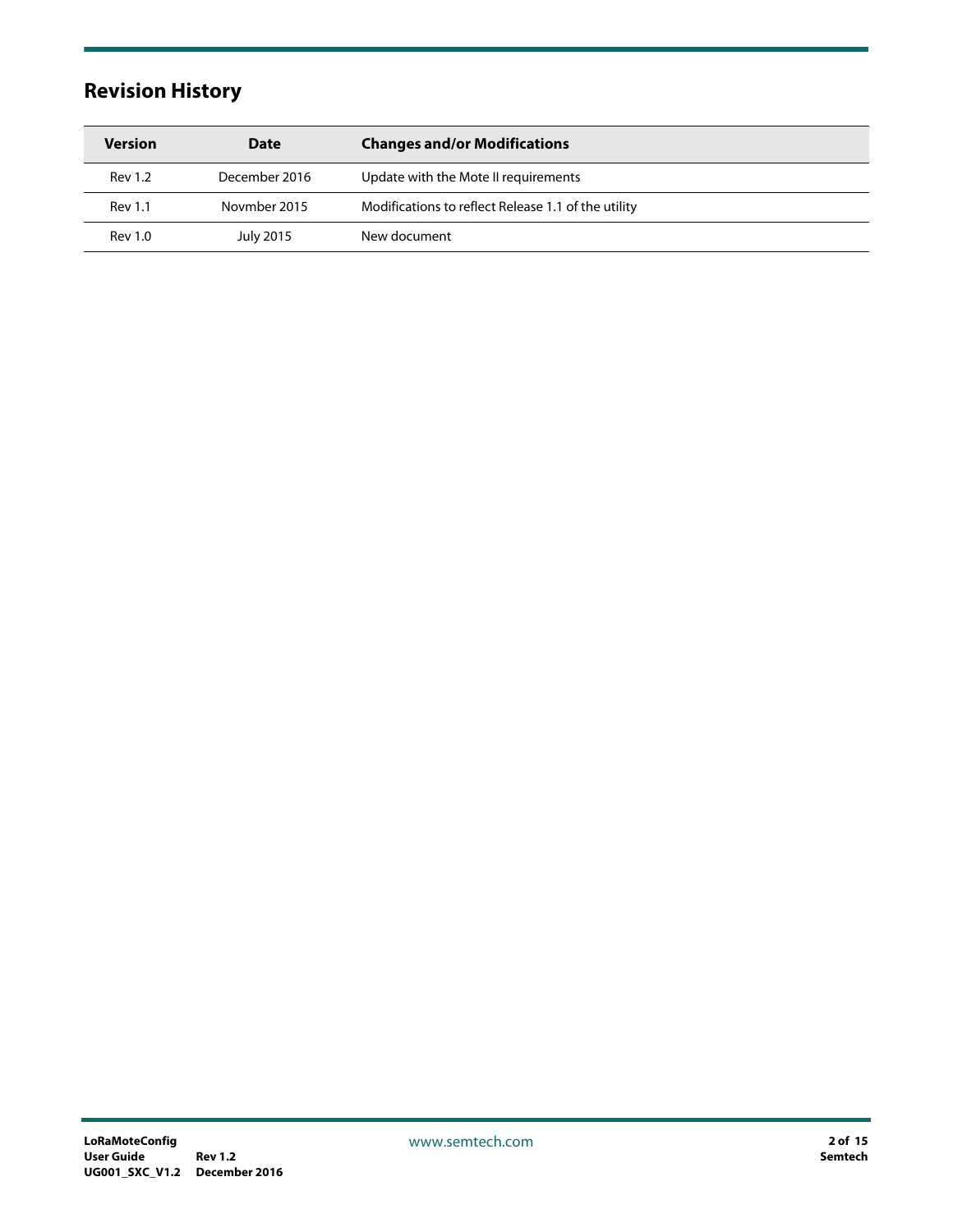# Revision History

| Version | Date | Changes and/or Modifications |
|---|---|---|
| Rev 1.2 | December 2016 | Update with the Mote II requirements |
| Rev 1.1 | Novmber 2015 | Modifications to reflect Release 1.1 of the utility |
| Rev 1.0 | July 2015 | New document |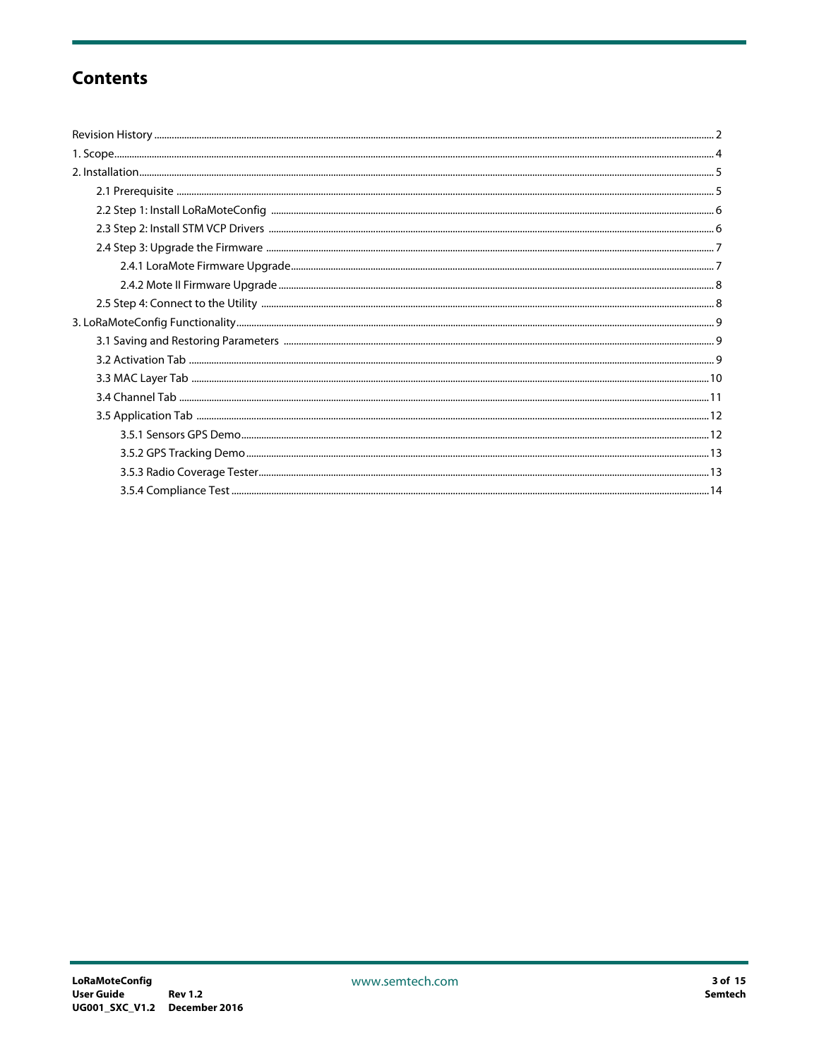# Contents

- Revision History ... 2
- 1. Scope ... 4
- 2. Installation ... 5
  - 2.1 Prerequisite ... 5
  - 2.2 Step 1: Install LoRaMoteConfig ... 6
  - 2.3 Step 2: Install STM VCP Drivers ... 6
  - 2.4 Step 3: Upgrade the Firmware ... 7
    - 2.4.1 LoraMote Firmware Upgrade ... 7
    - 2.4.2 Mote II Firmware Upgrade ... 8
  - 2.5 Step 4: Connect to the Utility ... 8
- 3. LoRaMoteConfig Functionality ... 9
  - 3.1 Saving and Restoring Parameters ... 9
  - 3.2 Activation Tab ... 9
  - 3.3 MAC Layer Tab ... 10
  - 3.4 Channel Tab ... 11
  - 3.5 Application Tab ... 12
    - 3.5.1 Sensors GPS Demo ... 12
    - 3.5.2 GPS Tracking Demo ... 13
    - 3.5.3 Radio Coverage Tester ... 13
    - 3.5.4 Compliance Test ... 14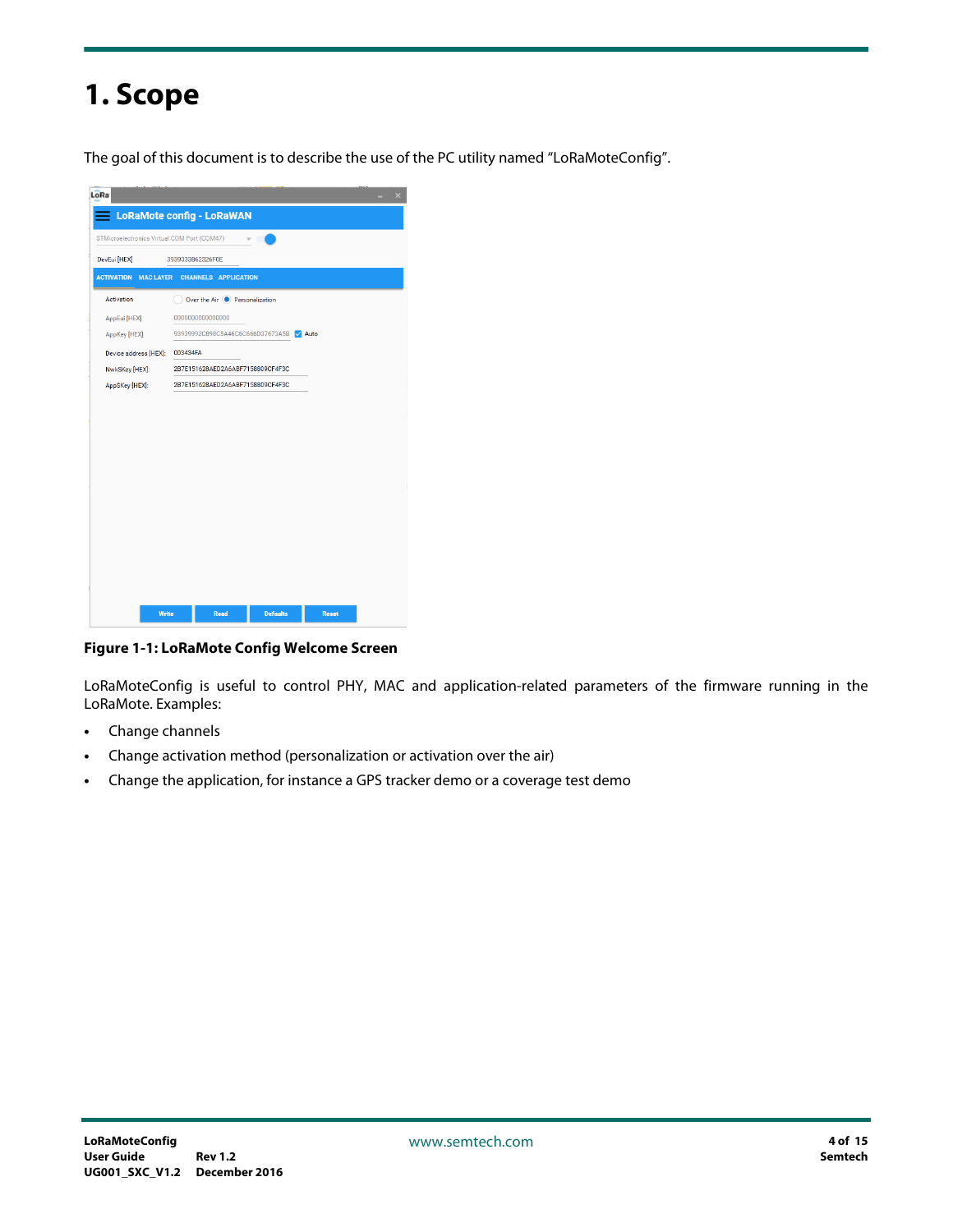# 1. Scope

The goal of this document is to describe the use of the PC utility named "LoRaMoteConfig".

**Figure 1-1: LoRaMote Config Welcome Screen**

LoRaMoteConfig is useful to control PHY, MAC and application-related parameters of the firmware running in the LoRaMote. Examples:

- Change channels
- Change activation method (personalization or activation over the air)
- Change the application, for instance a GPS tracker demo or a coverage test demo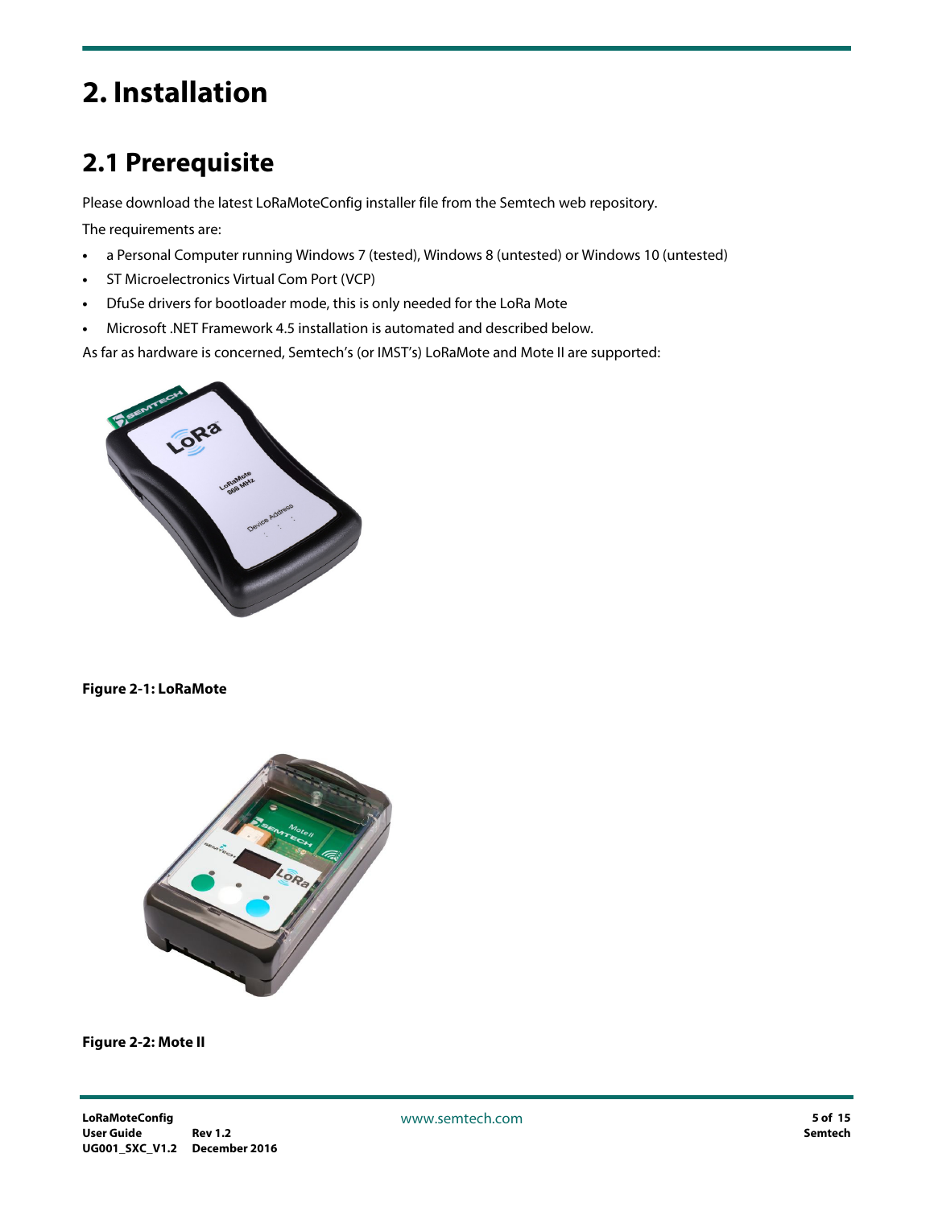# 2. Installation

## 2.1 Prerequisite

Please download the latest LoRaMoteConfig installer file from the Semtech web repository.

The requirements are:

- a Personal Computer running Windows 7 (tested), Windows 8 (untested) or Windows 10 (untested)
- ST Microelectronics Virtual Com Port (VCP)
- DfuSe drivers for bootloader mode, this is only needed for the LoRa Mote
- Microsoft .NET Framework 4.5 installation is automated and described below.

As far as hardware is concerned, Semtech's (or IMST's) LoRaMote and Mote II are supported:

**Figure 2-1: LoRaMote**

**Figure 2-2: Mote II**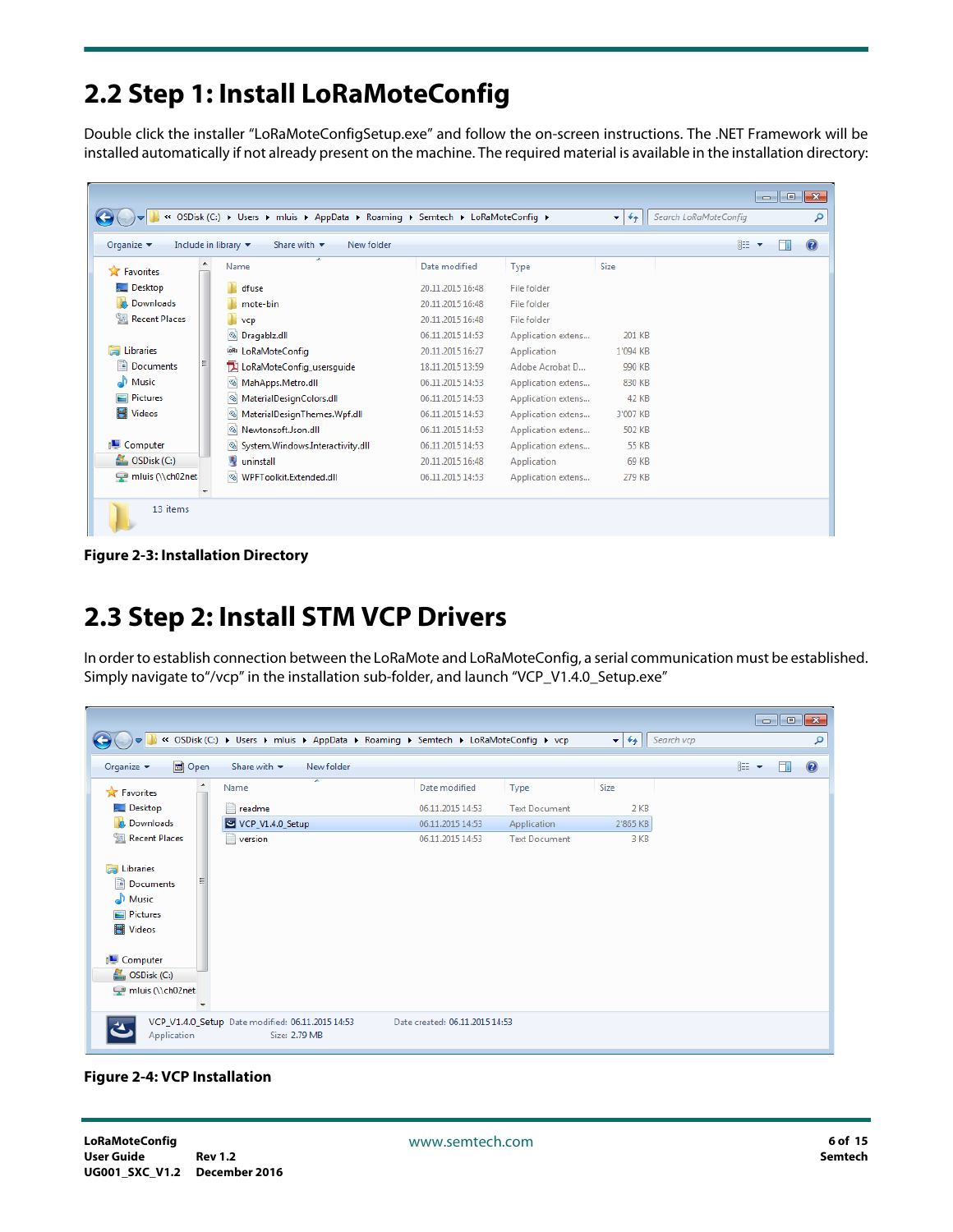## 2.2 Step 1: Install LoRaMoteConfig

Double click the installer "LoRaMoteConfigSetup.exe" and follow the on-screen instructions. The .NET Framework will be installed automatically if not already present on the machine. The required material is available in the installation directory:

**Figure 2-3: Installation Directory**

## 2.3 Step 2: Install STM VCP Drivers

In order to establish connection between the LoRaMote and LoRaMoteConfig, a serial communication must be established. Simply navigate to"/vcp" in the installation sub-folder, and launch "VCP_V1.4.0_Setup.exe"

**Figure 2-4: VCP Installation**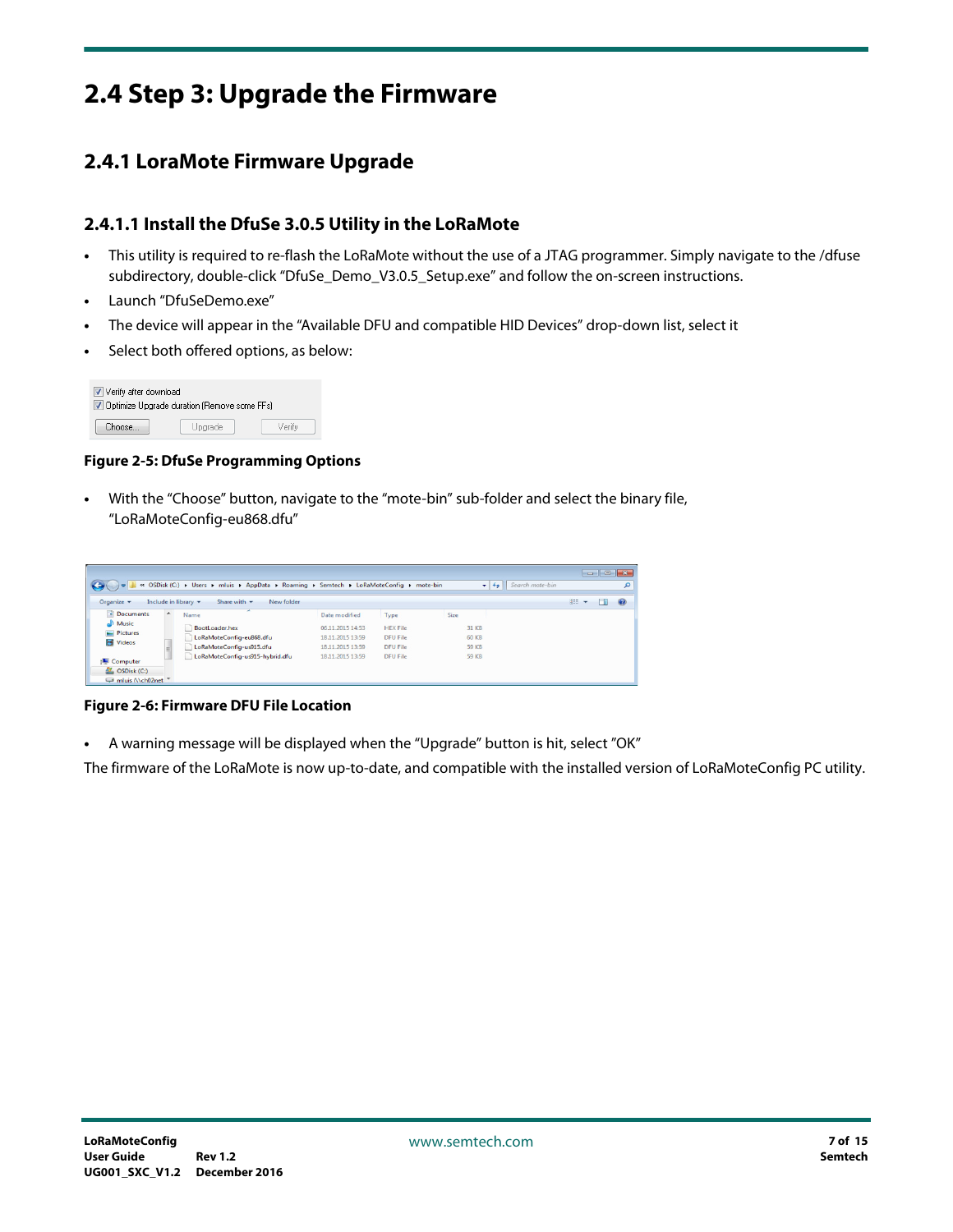# 2.4 Step 3: Upgrade the Firmware

## 2.4.1 LoraMote Firmware Upgrade

### 2.4.1.1 Install the DfuSe 3.0.5 Utility in the LoRaMote

- This utility is required to re-flash the LoRaMote without the use of a JTAG programmer. Simply navigate to the /dfuse subdirectory, double-click "DfuSe_Demo_V3.0.5_Setup.exe" and follow the on-screen instructions.
- Launch "DfuSeDemo.exe"
- The device will appear in the "Available DFU and compatible HID Devices" drop-down list, select it
- Select both offered options, as below:

**Figure 2-5: DfuSe Programming Options**

- With the "Choose" button, navigate to the "mote-bin" sub-folder and select the binary file, "LoRaMoteConfig-eu868.dfu"

**Figure 2-6: Firmware DFU File Location**

- A warning message will be displayed when the "Upgrade" button is hit, select "OK"

The firmware of the LoRaMote is now up-to-date, and compatible with the installed version of LoRaMoteConfig PC utility.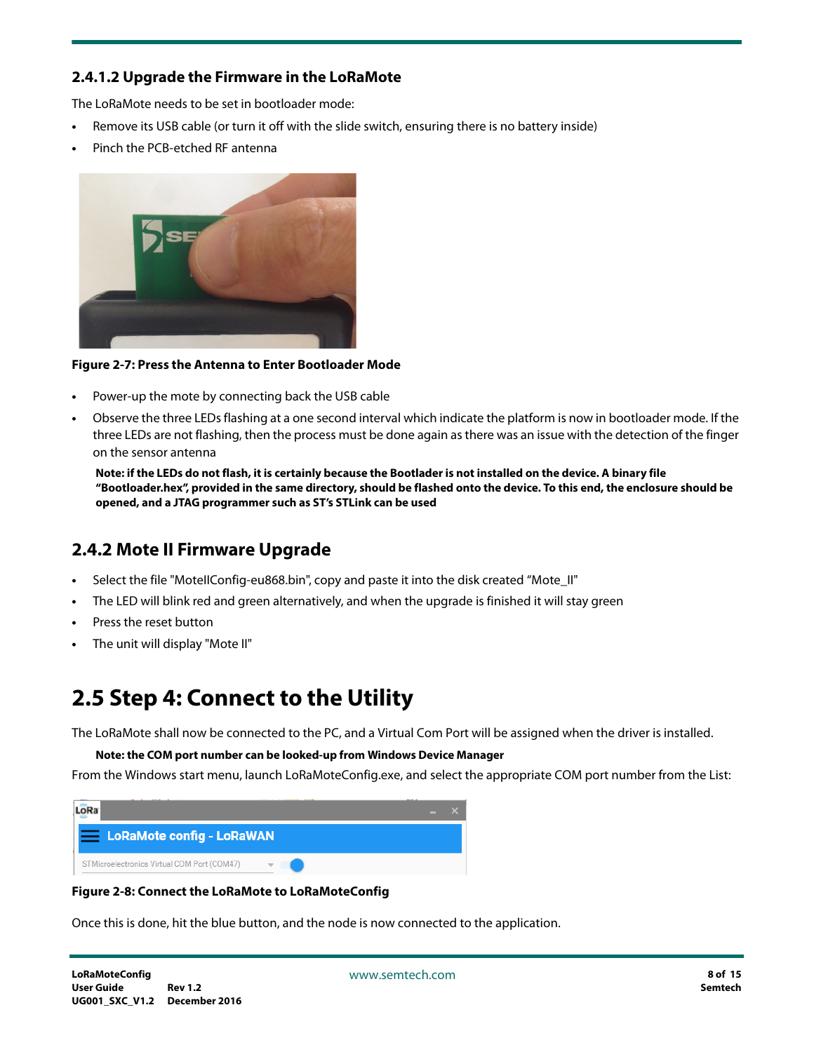### 2.4.1.2 Upgrade the Firmware in the LoRaMote

The LoRaMote needs to be set in bootloader mode:

- Remove its USB cable (or turn it off with the slide switch, ensuring there is no battery inside)
- Pinch the PCB-etched RF antenna

**Figure 2-7: Press the Antenna to Enter Bootloader Mode**

- Power-up the mote by connecting back the USB cable
- Observe the three LEDs flashing at a one second interval which indicate the platform is now in bootloader mode. If the three LEDs are not flashing, then the process must be done again as there was an issue with the detection of the finger on the sensor antenna

  **Note: if the LEDs do not flash, it is certainly because the Bootlader is not installed on the device. A binary file "Bootloader.hex", provided in the same directory, should be flashed onto the device. To this end, the enclosure should be opened, and a JTAG programmer such as ST's STLink can be used**

## 2.4.2 Mote II Firmware Upgrade

- Select the file "MoteIIConfig-eu868.bin", copy and paste it into the disk created "Mote_II"
- The LED will blink red and green alternatively, and when the upgrade is finished it will stay green
- Press the reset button
- The unit will display "Mote II"

# 2.5 Step 4: Connect to the Utility

The LoRaMote shall now be connected to the PC, and a Virtual Com Port will be assigned when the driver is installed.

**Note: the COM port number can be looked-up from Windows Device Manager**

From the Windows start menu, launch LoRaMoteConfig.exe, and select the appropriate COM port number from the List:

**Figure 2-8: Connect the LoRaMote to LoRaMoteConfig**

Once this is done, hit the blue button, and the node is now connected to the application.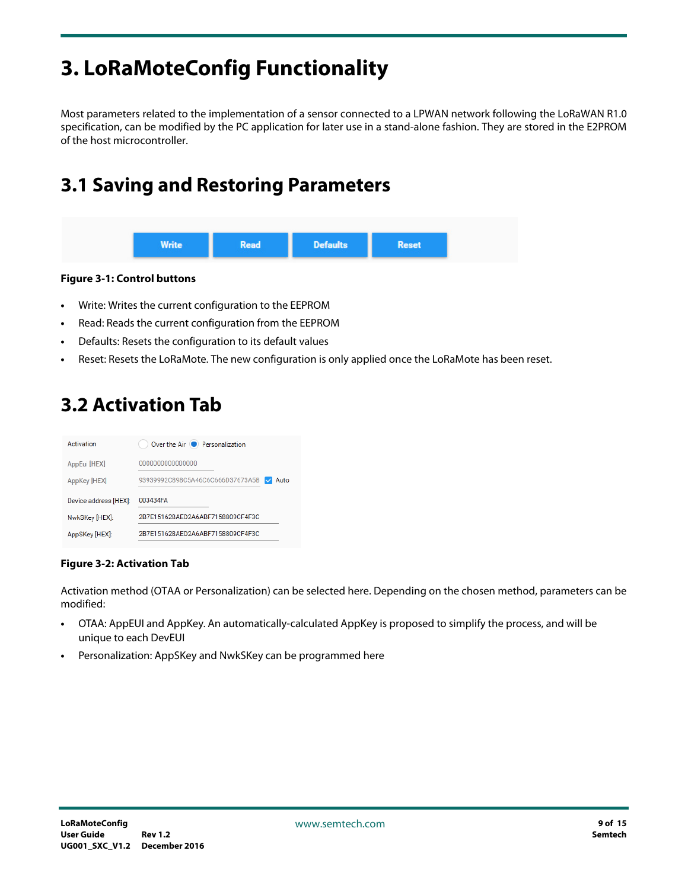# 3. LoRaMoteConfig Functionality

Most parameters related to the implementation of a sensor connected to a LPWAN network following the LoRaWAN R1.0 specification, can be modified by the PC application for later use in a stand-alone fashion. They are stored in the E2PROM of the host microcontroller.

## 3.1 Saving and Restoring Parameters

**Figure 3-1: Control buttons**

- Write: Writes the current configuration to the EEPROM
- Read: Reads the current configuration from the EEPROM
- Defaults: Resets the configuration to its default values
- Reset: Resets the LoRaMote. The new configuration is only applied once the LoRaMote has been reset.

## 3.2 Activation Tab

**Figure 3-2: Activation Tab**

Activation method (OTAA or Personalization) can be selected here. Depending on the chosen method, parameters can be modified:

- OTAA: AppEUI and AppKey. An automatically-calculated AppKey is proposed to simplify the process, and will be unique to each DevEUI
- Personalization: AppSKey and NwkSKey can be programmed here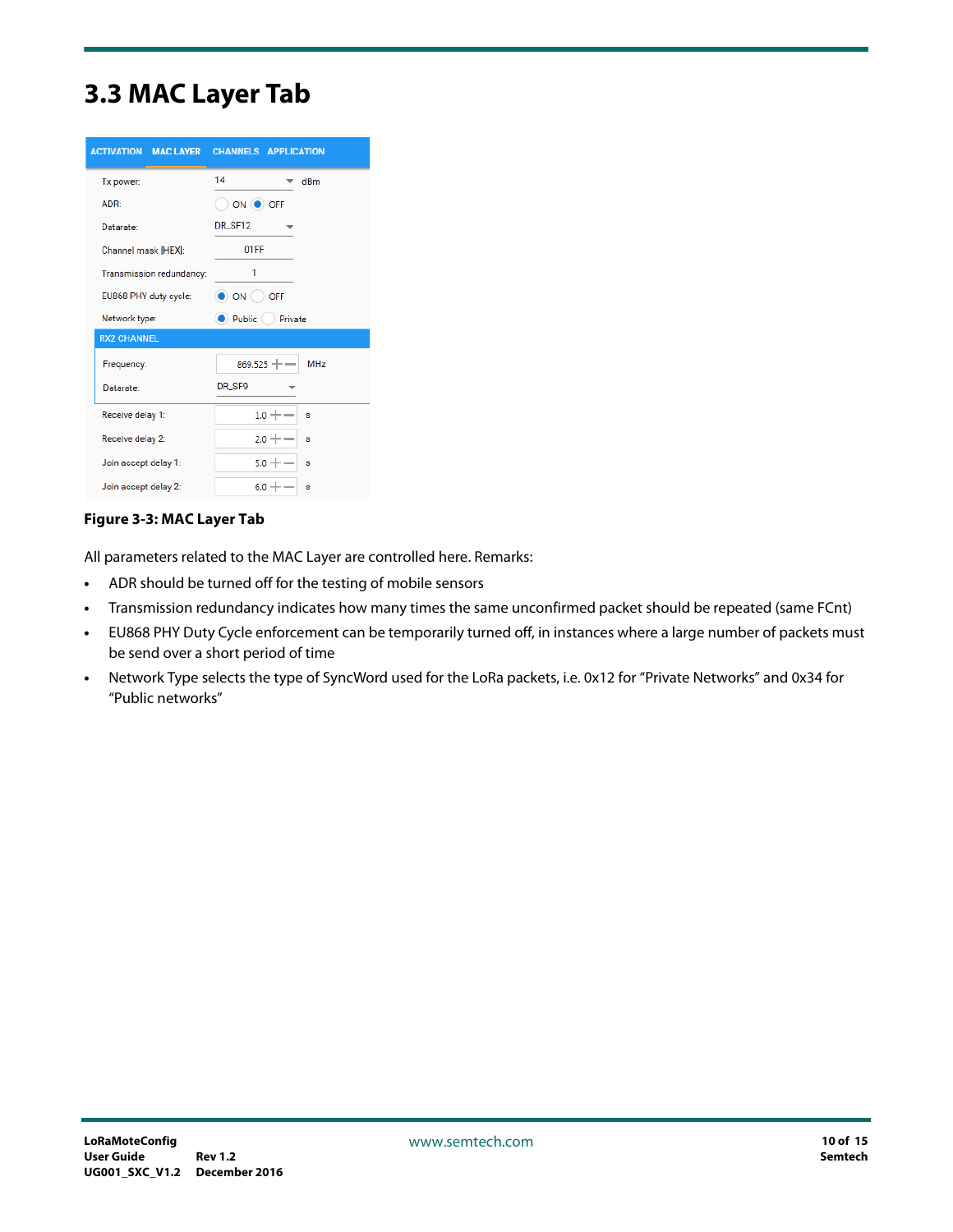## 3.3 MAC Layer Tab

| ACTIVATION | MAC LAYER | CHANNELS | APPLICATION |
|---|---|---|---|

| Parameter | Value | Unit |
|---|---|---|
| Tx power: | 14 | dBm |
| ADR: | ○ ON ● OFF | |
| Datarate: | DR_SF12 | |
| Channel mask [HEX]: | 01FF | |
| Transmission redundancy: | 1 | |
| EU868 PHY duty cycle: | ● ON ○ OFF | |
| Network type: | ● Public ○ Private | |
| **RX2 CHANNEL** | | |
| Frequency: | 869.525 | MHz |
| Datarate: | DR_SF9 | |
| Receive delay 1: | 1.0 | s |
| Receive delay 2: | 2.0 | s |
| Join accept delay 1: | 5.0 | s |
| Join accept delay 2: | 6.0 | s |

**Figure 3-3: MAC Layer Tab**

All parameters related to the MAC Layer are controlled here. Remarks:

- ADR should be turned off for the testing of mobile sensors
- Transmission redundancy indicates how many times the same unconfirmed packet should be repeated (same FCnt)
- EU868 PHY Duty Cycle enforcement can be temporarily turned off, in instances where a large number of packets must be send over a short period of time
- Network Type selects the type of SyncWord used for the LoRa packets, i.e. 0x12 for "Private Networks" and 0x34 for "Public networks"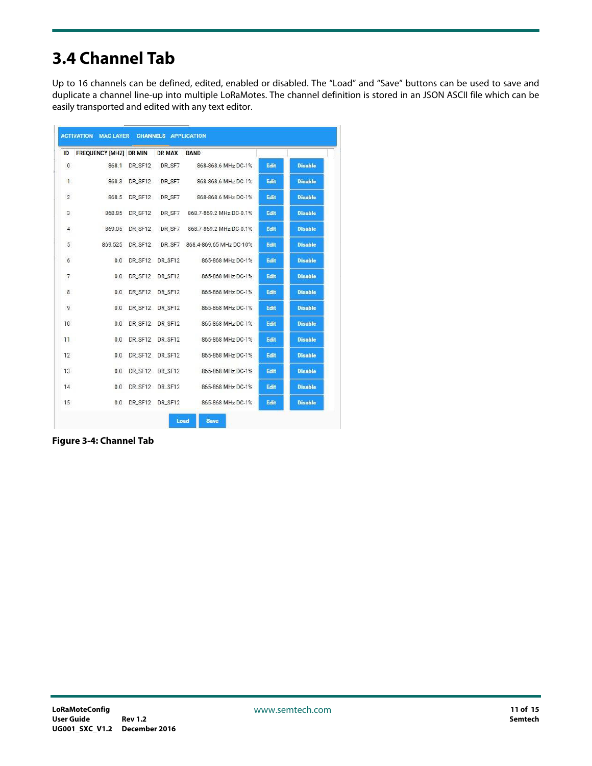# 3.4 Channel Tab

Up to 16 channels can be defined, edited, enabled or disabled. The "Load" and "Save" buttons can be used to save and duplicate a channel line-up into multiple LoRaMotes. The channel definition is stored in an JSON ASCII file which can be easily transported and edited with any text editor.

ACTIVATION MAC LAYER CHANNELS APPLICATION

| ID | FREQUENCY [MHZ] | DR MIN | DR MAX | BAND | | |
|---|---|---|---|---|---|---|
| 0 | 868.1 | DR_SF12 | DR_SF7 | 868-868.6 MHz DC-1% | Edit | Disable |
| 1 | 868.3 | DR_SF12 | DR_SF7 | 868-868.6 MHz DC-1% | Edit | Disable |
| 2 | 868.5 | DR_SF12 | DR_SF7 | 868-868.6 MHz DC-1% | Edit | Disable |
| 3 | 868.85 | DR_SF12 | DR_SF7 | 868.7-869.2 MHz DC-0.1% | Edit | Disable |
| 4 | 869.05 | DR_SF12 | DR_SF7 | 868.7-869.2 MHz DC-0.1% | Edit | Disable |
| 5 | 869.525 | DR_SF12 | DR_SF7 | 868.4-869.65 MHz DC-10% | Edit | Disable |
| 6 | 0.0 | DR_SF12 | DR_SF12 | 865-868 MHz DC-1% | Edit | Disable |
| 7 | 0.0 | DR_SF12 | DR_SF12 | 865-868 MHz DC-1% | Edit | Disable |
| 8 | 0.0 | DR_SF12 | DR_SF12 | 865-868 MHz DC-1% | Edit | Disable |
| 9 | 0.0 | DR_SF12 | DR_SF12 | 865-868 MHz DC-1% | Edit | Disable |
| 10 | 0.0 | DR_SF12 | DR_SF12 | 865-868 MHz DC-1% | Edit | Disable |
| 11 | 0.0 | DR_SF12 | DR_SF12 | 865-868 MHz DC-1% | Edit | Disable |
| 12 | 0.0 | DR_SF12 | DR_SF12 | 865-868 MHz DC-1% | Edit | Disable |
| 13 | 0.0 | DR_SF12 | DR_SF12 | 865-868 MHz DC-1% | Edit | Disable |
| 14 | 0.0 | DR_SF12 | DR_SF12 | 865-868 MHz DC-1% | Edit | Disable |
| 15 | 0.0 | DR_SF12 | DR_SF12 | 865-868 MHz DC-1% | Edit | Disable |

Load Save

**Figure 3-4: Channel Tab**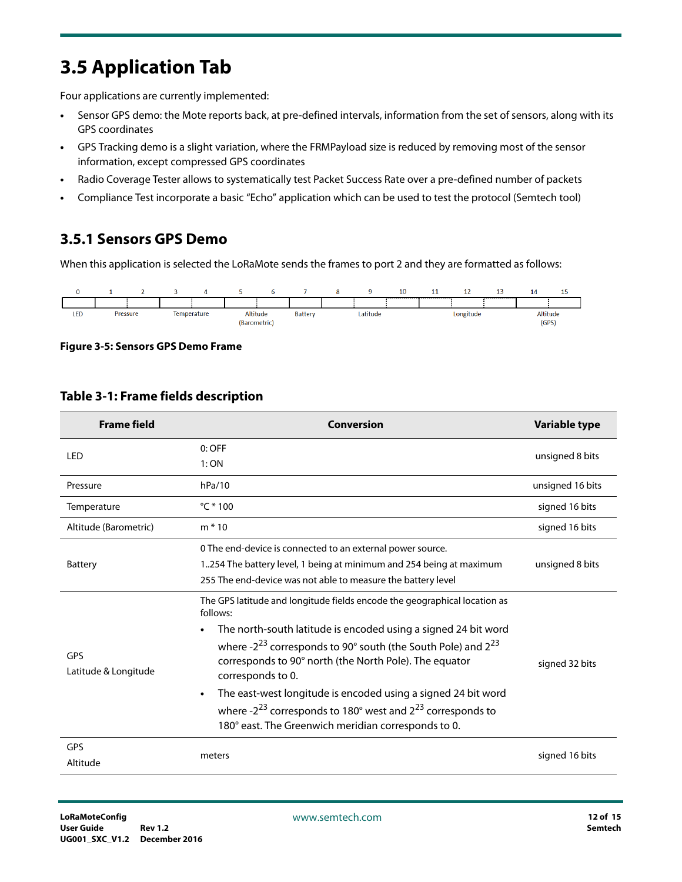# 3.5 Application Tab

Four applications are currently implemented:

- Sensor GPS demo: the Mote reports back, at pre-defined intervals, information from the set of sensors, along with its GPS coordinates
- GPS Tracking demo is a slight variation, where the FRMPayload size is reduced by removing most of the sensor information, except compressed GPS coordinates
- Radio Coverage Tester allows to systematically test Packet Success Rate over a pre-defined number of packets
- Compliance Test incorporate a basic "Echo" application which can be used to test the protocol (Semtech tool)

## 3.5.1 Sensors GPS Demo

When this application is selected the LoRaMote sends the frames to port 2 and they are formatted as follows:

| 0 | 1 | 2 | 3 | 4 | 5 | 6 | 7 | 8 | 9 | 10 | 11 | 12 | 13 | 14 | 15 |
|---|---|---|---|---|---|---|---|---|---|---|---|---|---|---|---|
| LED | Pressure | | Temperature | | Altitude (Barometric) | | Battery | Latitude | | | Longitude | | | Altitude (GPS) | |

**Figure 3-5: Sensors GPS Demo Frame**

**Table 3-1: Frame fields description**

| Frame field | Conversion | Variable type |
|---|---|---|
| LED | 0: OFF<br>1: ON | unsigned 8 bits |
| Pressure | hPa/10 | unsigned 16 bits |
| Temperature | °C * 100 | signed 16 bits |
| Altitude (Barometric) | m * 10 | signed 16 bits |
| Battery | 0 The end-device is connected to an external power source.<br>1..254 The battery level, 1 being at minimum and 254 being at maximum<br>255 The end-device was not able to measure the battery level | unsigned 8 bits |
| GPS<br>Latitude & Longitude | The GPS latitude and longitude fields encode the geographical location as follows:<br>• The north-south latitude is encoded using a signed 24 bit word where $-2^{23}$ corresponds to 90° south (the South Pole) and $2^{23}$ corresponds to 90° north (the North Pole). The equator corresponds to 0.<br>• The east-west longitude is encoded using a signed 24 bit word where $-2^{23}$ corresponds to 180° west and $2^{23}$ corresponds to 180° east. The Greenwich meridian corresponds to 0. | signed 32 bits |
| GPS<br>Altitude | meters | signed 16 bits |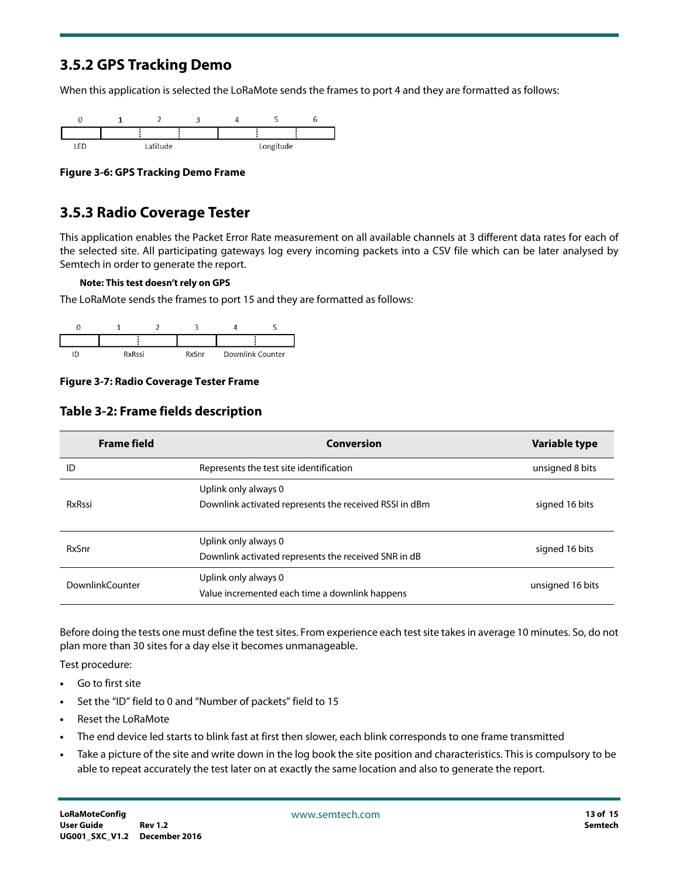### 3.5.2 GPS Tracking Demo

When this application is selected the LoRaMote sends the frames to port 4 and they are formatted as follows:

| 0 | 1 | 2 | 3 | 4 | 5 | 6 |
|---|---|---|---|---|---|---|
| LED | Latitude | | | Longitude | | |

**Figure 3-6: GPS Tracking Demo Frame**

### 3.5.3 Radio Coverage Tester

This application enables the Packet Error Rate measurement on all available channels at 3 different data rates for each of the selected site. All participating gateways log every incoming packets into a CSV file which can be later analysed by Semtech in order to generate the report.

**Note: This test doesn't rely on GPS**

The LoRaMote sends the frames to port 15 and they are formatted as follows:

| 0 | 1 | 2 | 3 | 4 | 5 |
|---|---|---|---|---|---|
| ID | RxRssi | | RxSnr | Downlink Counter | |

**Figure 3-7: Radio Coverage Tester Frame**

#### Table 3-2: Frame fields description

| Frame field | Conversion | Variable type |
|---|---|---|
| ID | Represents the test site identification | unsigned 8 bits |
| RxRssi | Uplink only always 0<br>Downlink activated represents the received RSSI in dBm | signed 16 bits |
| RxSnr | Uplink only always 0<br>Downlink activated represents the received SNR in dB | signed 16 bits |
| DownlinkCounter | Uplink only always 0<br>Value incremented each time a downlink happens | unsigned 16 bits |

Before doing the tests one must define the test sites. From experience each test site takes in average 10 minutes. So, do not plan more than 30 sites for a day else it becomes unmanageable.

Test procedure:

- Go to first site
- Set the "ID" field to 0 and "Number of packets" field to 15
- Reset the LoRaMote
- The end device led starts to blink fast at first then slower, each blink corresponds to one frame transmitted
- Take a picture of the site and write down in the log book the site position and characteristics. This is compulsory to be able to repeat accurately the test later on at exactly the same location and also to generate the report.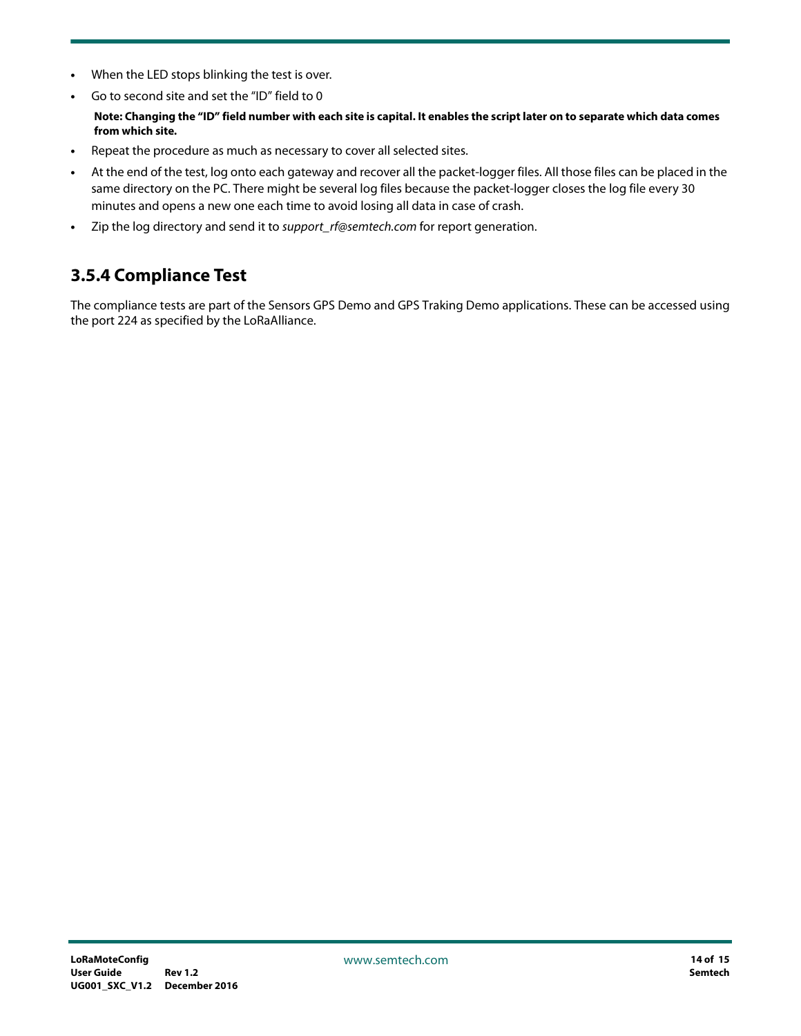- When the LED stops blinking the test is over.
- Go to second site and set the "ID" field to 0

  **Note: Changing the "ID" field number with each site is capital. It enables the script later on to separate which data comes from which site.**

- Repeat the procedure as much as necessary to cover all selected sites.
- At the end of the test, log onto each gateway and recover all the packet-logger files. All those files can be placed in the same directory on the PC. There might be several log files because the packet-logger closes the log file every 30 minutes and opens a new one each time to avoid losing all data in case of crash.
- Zip the log directory and send it to *support_rf@semtech.com* for report generation.

### 3.5.4 Compliance Test

The compliance tests are part of the Sensors GPS Demo and GPS Traking Demo applications. These can be accessed using the port 224 as specified by the LoRaAlliance.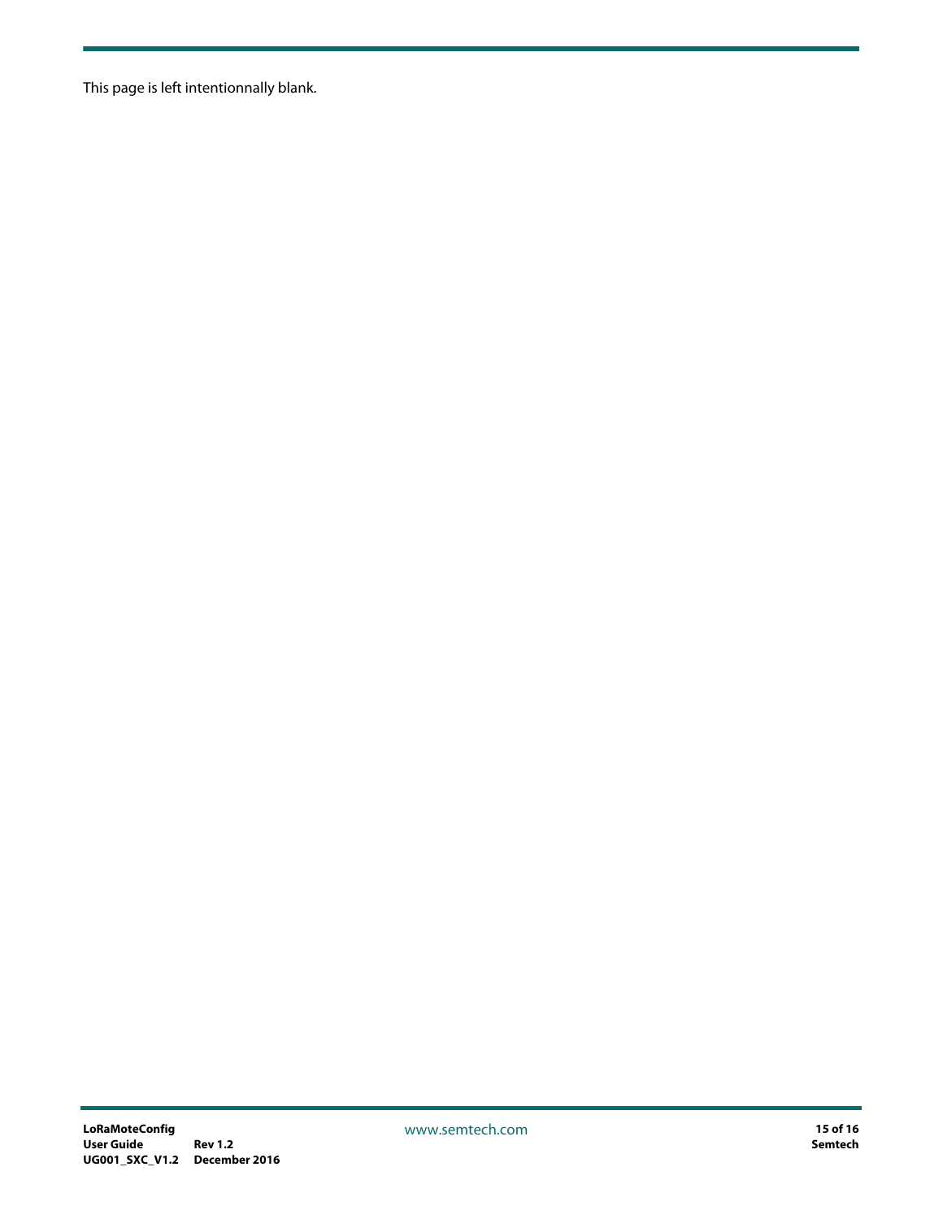This page is left intentionnally blank.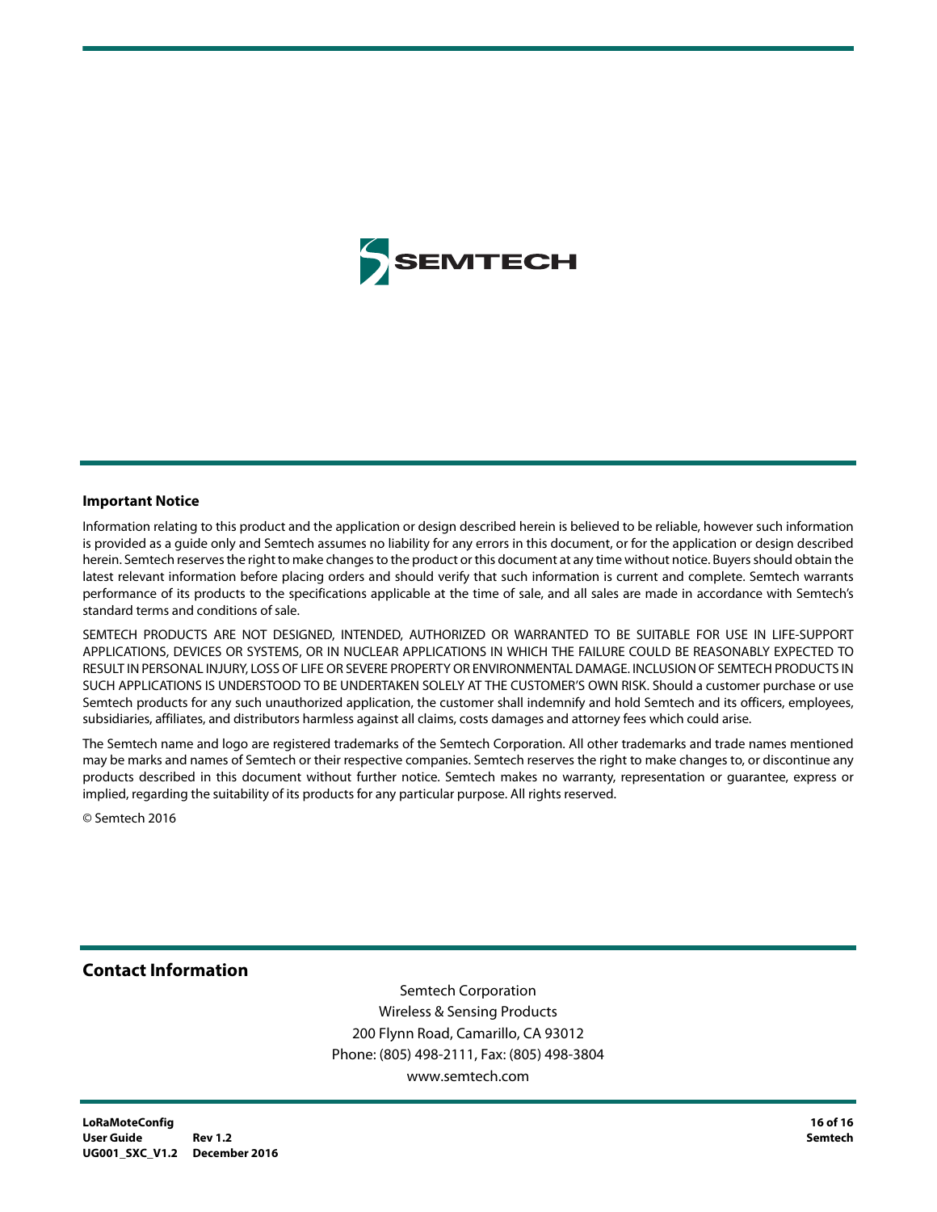**SEMTECH**

**Important Notice**

Information relating to this product and the application or design described herein is believed to be reliable, however such information is provided as a guide only and Semtech assumes no liability for any errors in this document, or for the application or design described herein. Semtech reserves the right to make changes to the product or this document at any time without notice. Buyers should obtain the latest relevant information before placing orders and should verify that such information is current and complete. Semtech warrants performance of its products to the specifications applicable at the time of sale, and all sales are made in accordance with Semtech's standard terms and conditions of sale.

SEMTECH PRODUCTS ARE NOT DESIGNED, INTENDED, AUTHORIZED OR WARRANTED TO BE SUITABLE FOR USE IN LIFE-SUPPORT APPLICATIONS, DEVICES OR SYSTEMS, OR IN NUCLEAR APPLICATIONS IN WHICH THE FAILURE COULD BE REASONABLY EXPECTED TO RESULT IN PERSONAL INJURY, LOSS OF LIFE OR SEVERE PROPERTY OR ENVIRONMENTAL DAMAGE. INCLUSION OF SEMTECH PRODUCTS IN SUCH APPLICATIONS IS UNDERSTOOD TO BE UNDERTAKEN SOLELY AT THE CUSTOMER'S OWN RISK. Should a customer purchase or use Semtech products for any such unauthorized application, the customer shall indemnify and hold Semtech and its officers, employees, subsidiaries, affiliates, and distributors harmless against all claims, costs damages and attorney fees which could arise.

The Semtech name and logo are registered trademarks of the Semtech Corporation. All other trademarks and trade names mentioned may be marks and names of Semtech or their respective companies. Semtech reserves the right to make changes to, or discontinue any products described in this document without further notice. Semtech makes no warranty, representation or guarantee, express or implied, regarding the suitability of its products for any particular purpose. All rights reserved.

© Semtech 2016

## Contact Information

Semtech Corporation
Wireless & Sensing Products
200 Flynn Road, Camarillo, CA 93012
Phone: (805) 498-2111, Fax: (805) 498-3804
www.semtech.com